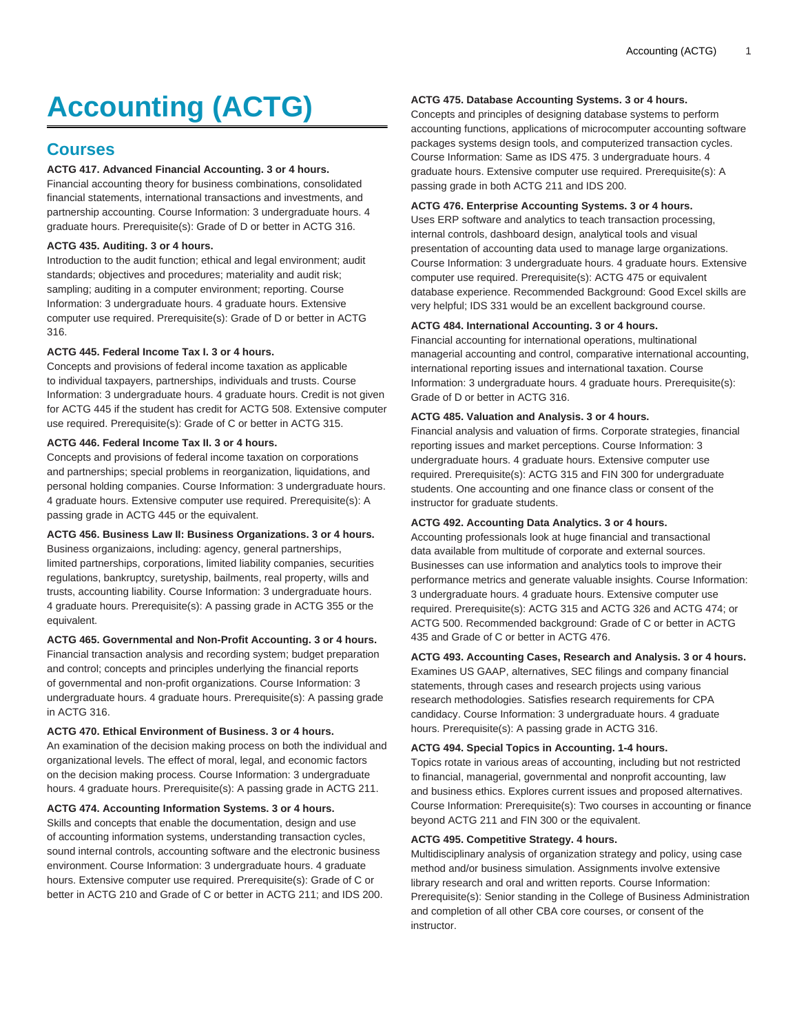# Accounting (ACTG)

## Courses

**ACTG 417. Advanced Financial Accounting. 3 or 4 hours.**
Financial accounting theory for business combinations, consolidated financial statements, international transactions and investments, and partnership accounting. Course Information: 3 undergraduate hours. 4 graduate hours. Prerequisite(s): Grade of D or better in ACTG 316.

**ACTG 435. Auditing. 3 or 4 hours.**
Introduction to the audit function; ethical and legal environment; audit standards; objectives and procedures; materiality and audit risk; sampling; auditing in a computer environment; reporting. Course Information: 3 undergraduate hours. 4 graduate hours. Extensive computer use required. Prerequisite(s): Grade of D or better in ACTG 316.

**ACTG 445. Federal Income Tax I. 3 or 4 hours.**
Concepts and provisions of federal income taxation as applicable to individual taxpayers, partnerships, individuals and trusts. Course Information: 3 undergraduate hours. 4 graduate hours. Credit is not given for ACTG 445 if the student has credit for ACTG 508. Extensive computer use required. Prerequisite(s): Grade of C or better in ACTG 315.

**ACTG 446. Federal Income Tax II. 3 or 4 hours.**
Concepts and provisions of federal income taxation on corporations and partnerships; special problems in reorganization, liquidations, and personal holding companies. Course Information: 3 undergraduate hours. 4 graduate hours. Extensive computer use required. Prerequisite(s): A passing grade in ACTG 445 or the equivalent.

**ACTG 456. Business Law II: Business Organizations. 3 or 4 hours.**
Business organizaions, including: agency, general partnerships, limited partnerships, corporations, limited liability companies, securities regulations, bankruptcy, suretyship, bailments, real property, wills and trusts, accounting liability. Course Information: 3 undergraduate hours. 4 graduate hours. Prerequisite(s): A passing grade in ACTG 355 or the equivalent.

**ACTG 465. Governmental and Non-Profit Accounting. 3 or 4 hours.**
Financial transaction analysis and recording system; budget preparation and control; concepts and principles underlying the financial reports of governmental and non-profit organizations. Course Information: 3 undergraduate hours. 4 graduate hours. Prerequisite(s): A passing grade in ACTG 316.

**ACTG 470. Ethical Environment of Business. 3 or 4 hours.**
An examination of the decision making process on both the individual and organizational levels. The effect of moral, legal, and economic factors on the decision making process. Course Information: 3 undergraduate hours. 4 graduate hours. Prerequisite(s): A passing grade in ACTG 211.

**ACTG 474. Accounting Information Systems. 3 or 4 hours.**
Skills and concepts that enable the documentation, design and use of accounting information systems, understanding transaction cycles, sound internal controls, accounting software and the electronic business environment. Course Information: 3 undergraduate hours. 4 graduate hours. Extensive computer use required. Prerequisite(s): Grade of C or better in ACTG 210 and Grade of C or better in ACTG 211; and IDS 200.

**ACTG 475. Database Accounting Systems. 3 or 4 hours.**
Concepts and principles of designing database systems to perform accounting functions, applications of microcomputer accounting software packages systems design tools, and computerized transaction cycles. Course Information: Same as IDS 475. 3 undergraduate hours. 4 graduate hours. Extensive computer use required. Prerequisite(s): A passing grade in both ACTG 211 and IDS 200.

**ACTG 476. Enterprise Accounting Systems. 3 or 4 hours.**
Uses ERP software and analytics to teach transaction processing, internal controls, dashboard design, analytical tools and visual presentation of accounting data used to manage large organizations. Course Information: 3 undergraduate hours. 4 graduate hours. Extensive computer use required. Prerequisite(s): ACTG 475 or equivalent database experience. Recommended Background: Good Excel skills are very helpful; IDS 331 would be an excellent background course.

**ACTG 484. International Accounting. 3 or 4 hours.**
Financial accounting for international operations, multinational managerial accounting and control, comparative international accounting, international reporting issues and international taxation. Course Information: 3 undergraduate hours. 4 graduate hours. Prerequisite(s): Grade of D or better in ACTG 316.

**ACTG 485. Valuation and Analysis. 3 or 4 hours.**
Financial analysis and valuation of firms. Corporate strategies, financial reporting issues and market perceptions. Course Information: 3 undergraduate hours. 4 graduate hours. Extensive computer use required. Prerequisite(s): ACTG 315 and FIN 300 for undergraduate students. One accounting and one finance class or consent of the instructor for graduate students.

**ACTG 492. Accounting Data Analytics. 3 or 4 hours.**
Accounting professionals look at huge financial and transactional data available from multitude of corporate and external sources. Businesses can use information and analytics tools to improve their performance metrics and generate valuable insights. Course Information: 3 undergraduate hours. 4 graduate hours. Extensive computer use required. Prerequisite(s): ACTG 315 and ACTG 326 and ACTG 474; or ACTG 500. Recommended background: Grade of C or better in ACTG 435 and Grade of C or better in ACTG 476.

**ACTG 493. Accounting Cases, Research and Analysis. 3 or 4 hours.**
Examines US GAAP, alternatives, SEC filings and company financial statements, through cases and research projects using various research methodologies. Satisfies research requirements for CPA candidacy. Course Information: 3 undergraduate hours. 4 graduate hours. Prerequisite(s): A passing grade in ACTG 316.

**ACTG 494. Special Topics in Accounting. 1-4 hours.**
Topics rotate in various areas of accounting, including but not restricted to financial, managerial, governmental and nonprofit accounting, law and business ethics. Explores current issues and proposed alternatives. Course Information: Prerequisite(s): Two courses in accounting or finance beyond ACTG 211 and FIN 300 or the equivalent.

**ACTG 495. Competitive Strategy. 4 hours.**
Multidisciplinary analysis of organization strategy and policy, using case method and/or business simulation. Assignments involve extensive library research and oral and written reports. Course Information: Prerequisite(s): Senior standing in the College of Business Administration and completion of all other CBA core courses, or consent of the instructor.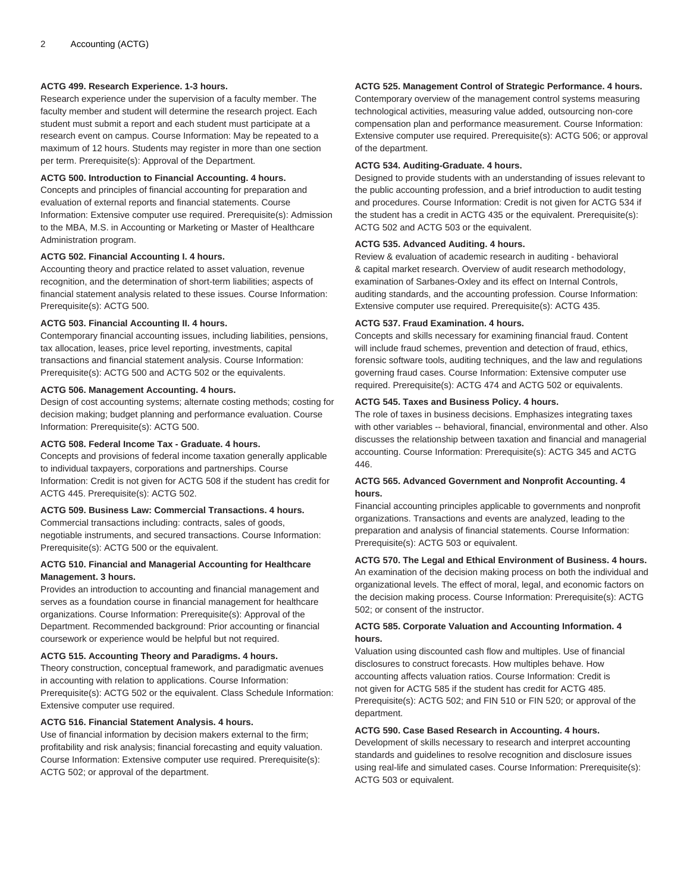**ACTG 499. Research Experience. 1-3 hours.**

Research experience under the supervision of a faculty member. The faculty member and student will determine the research project. Each student must submit a report and each student must participate at a research event on campus. Course Information: May be repeated to a maximum of 12 hours. Students may register in more than one section per term. Prerequisite(s): Approval of the Department.

**ACTG 500. Introduction to Financial Accounting. 4 hours.**

Concepts and principles of financial accounting for preparation and evaluation of external reports and financial statements. Course Information: Extensive computer use required. Prerequisite(s): Admission to the MBA, M.S. in Accounting or Marketing or Master of Healthcare Administration program.

**ACTG 502. Financial Accounting I. 4 hours.**

Accounting theory and practice related to asset valuation, revenue recognition, and the determination of short-term liabilities; aspects of financial statement analysis related to these issues. Course Information: Prerequisite(s): ACTG 500.

**ACTG 503. Financial Accounting II. 4 hours.**

Contemporary financial accounting issues, including liabilities, pensions, tax allocation, leases, price level reporting, investments, capital transactions and financial statement analysis. Course Information: Prerequisite(s): ACTG 500 and ACTG 502 or the equivalents.

**ACTG 506. Management Accounting. 4 hours.**

Design of cost accounting systems; alternate costing methods; costing for decision making; budget planning and performance evaluation. Course Information: Prerequisite(s): ACTG 500.

**ACTG 508. Federal Income Tax - Graduate. 4 hours.**

Concepts and provisions of federal income taxation generally applicable to individual taxpayers, corporations and partnerships. Course Information: Credit is not given for ACTG 508 if the student has credit for ACTG 445. Prerequisite(s): ACTG 502.

**ACTG 509. Business Law: Commercial Transactions. 4 hours.**

Commercial transactions including: contracts, sales of goods, negotiable instruments, and secured transactions. Course Information: Prerequisite(s): ACTG 500 or the equivalent.

**ACTG 510. Financial and Managerial Accounting for Healthcare Management. 3 hours.**

Provides an introduction to accounting and financial management and serves as a foundation course in financial management for healthcare organizations. Course Information: Prerequisite(s): Approval of the Department. Recommended background: Prior accounting or financial coursework or experience would be helpful but not required.

**ACTG 515. Accounting Theory and Paradigms. 4 hours.**

Theory construction, conceptual framework, and paradigmatic avenues in accounting with relation to applications. Course Information: Prerequisite(s): ACTG 502 or the equivalent. Class Schedule Information: Extensive computer use required.

**ACTG 516. Financial Statement Analysis. 4 hours.**

Use of financial information by decision makers external to the firm; profitability and risk analysis; financial forecasting and equity valuation. Course Information: Extensive computer use required. Prerequisite(s): ACTG 502; or approval of the department.

**ACTG 525. Management Control of Strategic Performance. 4 hours.**

Contemporary overview of the management control systems measuring technological activities, measuring value added, outsourcing non-core compensation plan and performance measurement. Course Information: Extensive computer use required. Prerequisite(s): ACTG 506; or approval of the department.

**ACTG 534. Auditing-Graduate. 4 hours.**

Designed to provide students with an understanding of issues relevant to the public accounting profession, and a brief introduction to audit testing and procedures. Course Information: Credit is not given for ACTG 534 if the student has a credit in ACTG 435 or the equivalent. Prerequisite(s): ACTG 502 and ACTG 503 or the equivalent.

**ACTG 535. Advanced Auditing. 4 hours.**

Review & evaluation of academic research in auditing - behavioral & capital market research. Overview of audit research methodology, examination of Sarbanes-Oxley and its effect on Internal Controls, auditing standards, and the accounting profession. Course Information: Extensive computer use required. Prerequisite(s): ACTG 435.

**ACTG 537. Fraud Examination. 4 hours.**

Concepts and skills necessary for examining financial fraud. Content will include fraud schemes, prevention and detection of fraud, ethics, forensic software tools, auditing techniques, and the law and regulations governing fraud cases. Course Information: Extensive computer use required. Prerequisite(s): ACTG 474 and ACTG 502 or equivalents.

**ACTG 545. Taxes and Business Policy. 4 hours.**

The role of taxes in business decisions. Emphasizes integrating taxes with other variables -- behavioral, financial, environmental and other. Also discusses the relationship between taxation and financial and managerial accounting. Course Information: Prerequisite(s): ACTG 345 and ACTG 446.

**ACTG 565. Advanced Government and Nonprofit Accounting. 4 hours.**

Financial accounting principles applicable to governments and nonprofit organizations. Transactions and events are analyzed, leading to the preparation and analysis of financial statements. Course Information: Prerequisite(s): ACTG 503 or equivalent.

**ACTG 570. The Legal and Ethical Environment of Business. 4 hours.**

An examination of the decision making process on both the individual and organizational levels. The effect of moral, legal, and economic factors on the decision making process. Course Information: Prerequisite(s): ACTG 502; or consent of the instructor.

**ACTG 585. Corporate Valuation and Accounting Information. 4 hours.**

Valuation using discounted cash flow and multiples. Use of financial disclosures to construct forecasts. How multiples behave. How accounting affects valuation ratios. Course Information: Credit is not given for ACTG 585 if the student has credit for ACTG 485. Prerequisite(s): ACTG 502; and FIN 510 or FIN 520; or approval of the department.

**ACTG 590. Case Based Research in Accounting. 4 hours.**

Development of skills necessary to research and interpret accounting standards and guidelines to resolve recognition and disclosure issues using real-life and simulated cases. Course Information: Prerequisite(s): ACTG 503 or equivalent.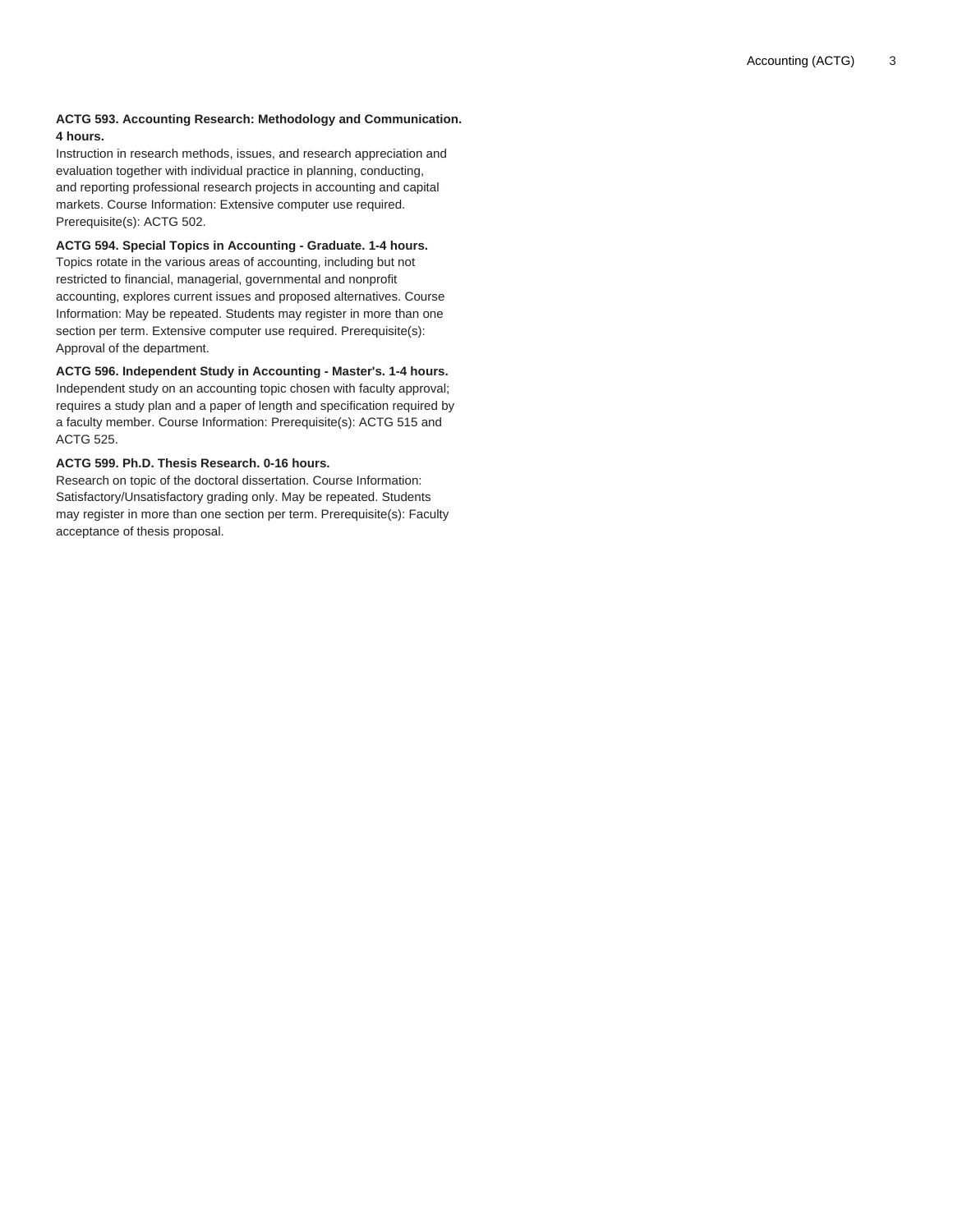**ACTG 593. Accounting Research: Methodology and Communication. 4 hours.**
Instruction in research methods, issues, and research appreciation and evaluation together with individual practice in planning, conducting, and reporting professional research projects in accounting and capital markets. Course Information: Extensive computer use required. Prerequisite(s): ACTG 502.

**ACTG 594. Special Topics in Accounting - Graduate. 1-4 hours.**
Topics rotate in the various areas of accounting, including but not restricted to financial, managerial, governmental and nonprofit accounting, explores current issues and proposed alternatives. Course Information: May be repeated. Students may register in more than one section per term. Extensive computer use required. Prerequisite(s): Approval of the department.

**ACTG 596. Independent Study in Accounting - Master's. 1-4 hours.**
Independent study on an accounting topic chosen with faculty approval; requires a study plan and a paper of length and specification required by a faculty member. Course Information: Prerequisite(s): ACTG 515 and ACTG 525.

**ACTG 599. Ph.D. Thesis Research. 0-16 hours.**
Research on topic of the doctoral dissertation. Course Information: Satisfactory/Unsatisfactory grading only. May be repeated. Students may register in more than one section per term. Prerequisite(s): Faculty acceptance of thesis proposal.